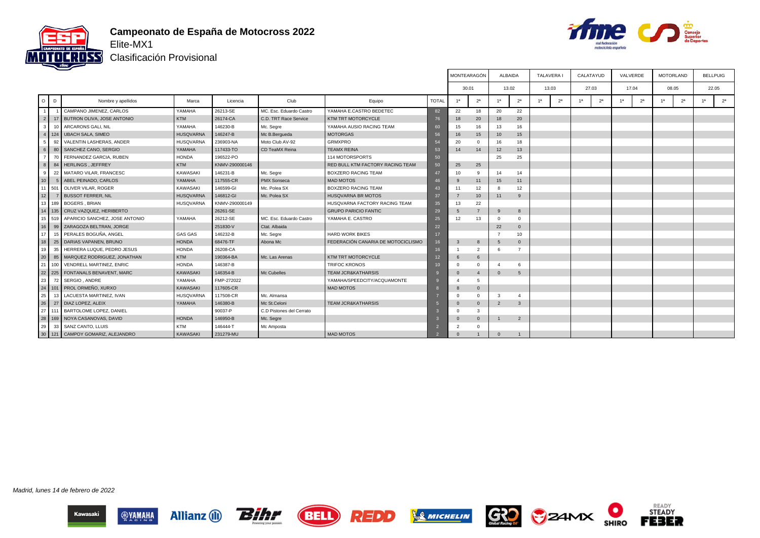# Campeonato de España de Motocross 2022

## Elite-MX1

## Clasificación Provisional

| O | D | Nombre y apellidos | Marca | Licencia | Club | Equipo | TOTAL | MONTEARAGÓN 30.01 1ª | 2ª | ALBAIDA 13.02 1ª | 2ª | TALAVERA I 13.03 1ª | 2ª | CALATAYUD 27.03 1ª | 2ª | VALVERDE 17.04 1ª | 2ª | MOTORLAND 08.05 1ª | 2ª | BELLPUIG 22.05 1ª | 2ª |
|---|---|---|---|---|---|---|---|---|---|---|---|---|---|---|---|---|---|---|---|---|---|
| 1 | 1 | CAMPANO JIMENEZ, CARLOS | YAMAHA | 26213-SE | MC. Esc. Eduardo Castro | YAMAHA E.CASTRO BEDETEC | 82 | 22 | 18 | 20 | 22 | | | | | | | | | | |
| 2 | 17 | BUTRON OLIVA, JOSE ANTONIO | KTM | 26174-CA | C.D. TRT Race Service | KTM TRT MOTORCYCLE | 76 | 18 | 20 | 18 | 20 | | | | | | | | | | |
| 3 | 10 | ARCARONS GALI, NIL | YAMAHA | 146230-B | Mc. Segre | YAMAHA AUSIO RACING TEAM | 60 | 15 | 16 | 13 | 16 | | | | | | | | | | |
| 4 | 124 | UBACH SALA, SIMEO | HUSQVARNA | 146247-B | Mc B.Bergueda | MOTORGAS | 56 | 16 | 15 | 10 | 15 | | | | | | | | | | |
| 5 | 92 | VALENTIN LASHERAS, ANDER | HUSQVARNA | 236903-NA | Moto Club AV-92 | GRMXPRO | 54 | 20 | 0 | 16 | 18 | | | | | | | | | | |
| 6 | 80 | SANCHEZ CANO, SERGIO | YAMAHA | 117433-TO | CD TeaMX Reina | TEAMX REINA | 53 | 14 | 14 | 12 | 13 | | | | | | | | | | |
| 7 | 70 | FERNANDEZ GARCIA, RUBEN | HONDA | 196522-PO | | 114 MOTORSPORTS | 50 | | | 25 | 25 | | | | | | | | | | |
| 8 | 84 | HERLINGS , JEFFREY | KTM | KNMV-290000146 | | RED BULL KTM FACTORY RACING TEAM | 50 | 25 | 25 | | | | | | | | | | | | |
| 9 | 22 | MATARO VILAR, FRANCESC | KAWASAKI | 146231-B | Mc. Segre | BOXZERO RACING TEAM | 47 | 10 | 9 | 14 | 14 | | | | | | | | | | |
| 10 | 5 | ABEL PEINADO, CARLOS | YAMAHA | 117555-CR | PMX Sonseca | MAD MOTOS | 46 | 9 | 11 | 15 | 11 | | | | | | | | | | |
| 11 | 501 | OLIVER VILAR, ROGER | KAWASAKI | 146599-GI | Mc. Polea SX | BOXZERO RACING TEAM | 43 | 11 | 12 | 8 | 12 | | | | | | | | | | |
| 12 | 7 | BUSSOT FERRER, NIL | HUSQVARNA | 146812-GI | Mc. Polea SX | HUSQVARNA BR MOTOS | 37 | 7 | 10 | 11 | 9 | | | | | | | | | | |
| 13 | 189 | BOGERS , BRIAN | HUSQVARNA | KNMV-290000149 | | HUSQVARNA FACTORY RACING TEAM | 35 | 13 | 22 | | | | | | | | | | | | |
| 14 | 135 | CRUZ VAZQUEZ, HERIBERTO | | 26261-SE | | GRUPO PARICIO FANTIC | 29 | 5 | 7 | 9 | 8 | | | | | | | | | | |
| 15 | 519 | APARICIO SANCHEZ, JOSE ANTONIO | YAMAHA | 26212-SE | MC. Esc. Eduardo Castro | YAMAHA E. CASTRO | 25 | 12 | 13 | 0 | 0 | | | | | | | | | | |
| 16 | 99 | ZARAGOZA BELTRAN, JORGE | | 251830-V | Ctat. Albaida | | 22 | | | 22 | 0 | | | | | | | | | | |
| 17 | 15 | PERALES BOGUÑA, ANGEL | GAS GAS | 146232-B | Mc. Segre | HARD WORK BIKES | 17 | | | 7 | 10 | | | | | | | | | | |
| 18 | 25 | DARIAS VAPANEN, BRUNO | HONDA | 68476-TF | Abona Mc | FEDERACIÓN CANARIA DE MOTOCICLISMO | 16 | 3 | 8 | 5 | 0 | | | | | | | | | | |
| 19 | 35 | HERRERA LUQUE, PEDRO JESUS | HONDA | 26208-CA | | | 16 | 1 | 2 | 6 | 7 | | | | | | | | | | |
| 20 | 85 | MARQUEZ RODRIGUEZ, JONATHAN | KTM | 190364-BA | Mc. Las Arenas | KTM TRT MOTORCYCLE | 12 | 6 | 6 | | | | | | | | | | | | |
| 21 | 100 | VENDRELL MARTINEZ, ENRIC | HONDA | 146387-B | | TRIFOC KRONOS | 10 | 0 | 0 | 4 | 6 | | | | | | | | | | |
| 22 | 225 | FONTANALS BENAVENT, MARC | KAWASAKI | 146354-B | Mc Cubelles | TEAM JCR&KATHARSIS | 9 | 0 | 4 | 0 | 5 | | | | | | | | | | |
| 23 | 72 | SERGIO , ANDRE | YAMAHA | FMP-272022 | | YAMAHA/SPEEDCITY/ACQUAMONTE | 9 | 4 | 5 | | | | | | | | | | | | |
| 24 | 101 | PROL ORMEÑO, XURXO | KAWASAKI | 117605-CR | | MAD MOTOS | 8 | 8 | 0 | | | | | | | | | | | | |
| 25 | 13 | LACUESTA MARTINEZ, IVAN | HUSQVARNA | 117508-CR | Mc. Almansa | | 7 | 0 | 0 | 3 | 4 | | | | | | | | | | |
| 26 | 27 | DIAZ LOPEZ, ALEIX | YAMAHA | 146380-B | Mc St.Celoni | TEAM JCR&KATHARSIS | 5 | 0 | 0 | 2 | 3 | | | | | | | | | | |
| 27 | 111 | BARTOLOME LOPEZ, DANIEL | | 90037-P | C.D Pistones del Cerrato | | 3 | 0 | 3 | | | | | | | | | | | | |
| 28 | 169 | NOYA CASANOVAS, DAVID | HONDA | 146950-B | Mc. Segre | | 3 | 0 | 0 | 1 | 2 | | | | | | | | | | |
| 29 | 33 | SANZ CANTO, LLUIS | KTM | 146444-T | Mc Amposta | | 2 | 2 | 0 | | | | | | | | | | | | |
| 30 | 121 | CAMPOY GOMARIZ, ALEJANDRO | KAWASAKI | 231279-MU | | MAD MOTOS | 2 | 0 | 1 | 0 | 1 | | | | | | | | | | |

*Madrid, lunes 14 de febrero de 2022*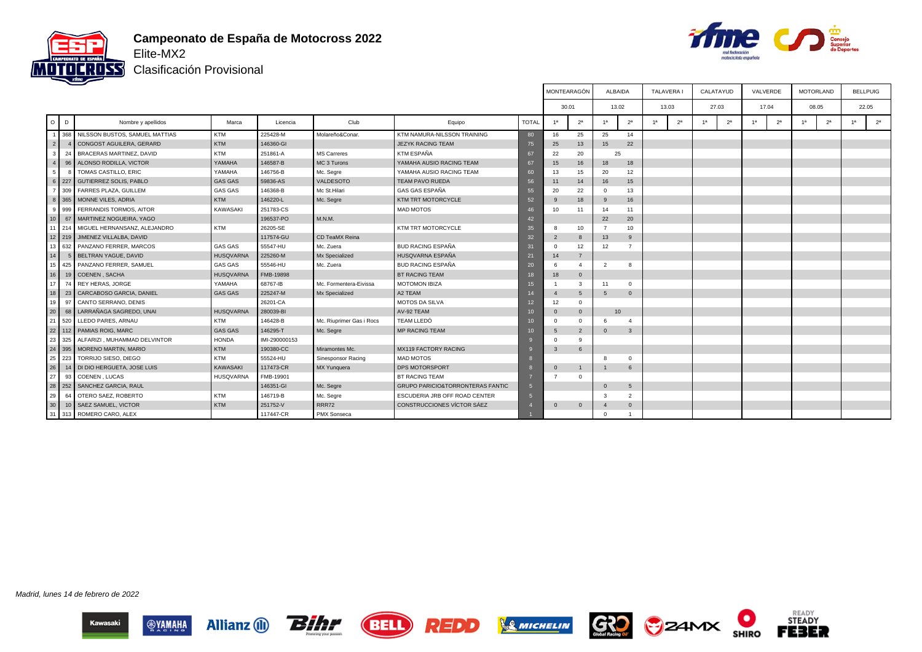# Campeonato de España de Motocross 2022

Elite-MX2

Clasificación Provisional

| O | D | Nombre y apellidos | Marca | Licencia | Club | Equipo | TOTAL | MONTEARAGÓN 30.01 | | ALBAIDA 13.02 | | TALAVERA I 13.03 | | CALATAYUD 27.03 | | VALVERDE 17.04 | | MOTORLAND 08.05 | | BELLPUIG 22.05 | |
|---|---|---|---|---|---|---|---|---|---|---|---|---|---|---|---|---|---|---|---|---|---|
| | | | | | | | | 1ª | 2ª | 1ª | 2ª | 1ª | 2ª | 1ª | 2ª | 1ª | 2ª | 1ª | 2ª | 1ª | 2ª |
| 1 | 368 | NILSSON BUSTOS, SAMUEL MATTIAS | KTM | 225428-M | Molareño&Conar. | KTM NAMURA-NILSSON TRAINING | 80 | 16 | 25 | 25 | 14 | | | | | | | | | | |
| 2 | 4 | CONGOST AGUILERA, GERARD | KTM | 146360-GI | | JEZYK RACING TEAM | 75 | 25 | 13 | 15 | 22 | | | | | | | | | | |
| 3 | 24 | BRACERAS MARTINEZ, DAVID | KTM | 251861-A | MS Carreres | KTM ESPAÑA | 67 | 22 | 20 | 25 | | | | | | | | | | | |
| 4 | 96 | ALONSO RODILLA, VICTOR | YAMAHA | 146587-B | MC 3 Turons | YAMAHA AUSIO RACING TEAM | 67 | 15 | 16 | 18 | 18 | | | | | | | | | | |
| 5 | 8 | TOMAS CASTILLO, ERIC | YAMAHA | 146756-B | Mc. Segre | YAMAHA AUSIO RACING TEAM | 60 | 13 | 15 | 20 | 12 | | | | | | | | | | |
| 6 | 227 | GUTIERREZ SOLIS, PABLO | GAS GAS | 59836-AS | VALDESOTO | TEAM PAVO RUEDA | 56 | 11 | 14 | 16 | 15 | | | | | | | | | | |
| 7 | 309 | FARRES PLAZA, GUILLEM | GAS GAS | 146368-B | Mc St.Hilari | GAS GAS ESPAÑA | 55 | 20 | 22 | 0 | 13 | | | | | | | | | | |
| 8 | 365 | MONNE VILES, ADRIA | KTM | 146220-L | Mc. Segre | KTM TRT MOTORCYCLE | 52 | 9 | 18 | 9 | 16 | | | | | | | | | | |
| 9 | 999 | FERRANDIS TORMOS, AITOR | KAWASAKI | 251783-CS | | MAD MOTOS | 46 | 10 | 11 | 14 | 11 | | | | | | | | | | |
| 10 | 67 | MARTINEZ NOGUEIRA, YAGO | | 196537-PO | M.N.M. | | 42 | | | 22 | 20 | | | | | | | | | | |
| 11 | 214 | MIGUEL HERNANSANZ, ALEJANDRO | KTM | 26205-SE | | KTM TRT MOTORCYCLE | 35 | 8 | 10 | 7 | 10 | | | | | | | | | | |
| 12 | 219 | JIMENEZ VILLALBA, DAVID | | 117574-GU | CD TeaMX Reina | | 32 | 2 | 8 | 13 | 9 | | | | | | | | | | |
| 13 | 632 | PANZANO FERRER, MARCOS | GAS GAS | 55547-HU | Mc. Zuera | BUD RACING ESPAÑA | 31 | 0 | 12 | 12 | 7 | | | | | | | | | | |
| 14 | 5 | BELTRAN YAGUE, DAVID | HUSQVARNA | 225260-M | Mx Specialized | HUSQVARNA ESPAÑA | 21 | 14 | 7 | | | | | | | | | | | | |
| 15 | 425 | PANZANO FERRER, SAMUEL | GAS GAS | 55546-HU | Mc. Zuera | BUD RACING ESPAÑA | 20 | 6 | 4 | 2 | 8 | | | | | | | | | | |
| 16 | 19 | COENEN , SACHA | HUSQVARNA | FMB-19898 | | BT RACING TEAM | 18 | 18 | 0 | | | | | | | | | | | | |
| 17 | 74 | REY HERAS, JORGE | YAMAHA | 68767-IB | Mc. Formentera-Eivissa | MOTOMON IBIZA | 15 | 1 | 3 | 11 | 0 | | | | | | | | | | |
| 18 | 23 | CARCABOSO GARCIA, DANIEL | GAS GAS | 225247-M | Mx Specialized | A2 TEAM | 14 | 4 | 5 | 5 | 0 | | | | | | | | | | |
| 19 | 97 | CANTO SERRANO, DENIS | | 26201-CA | | MOTOS DA SILVA | 12 | 12 | 0 | | | | | | | | | | | | |
| 20 | 68 | LARRAÑAGA SAGREDO, UNAI | HUSQVARNA | 280039-BI | | AV-92 TEAM | 10 | 0 | 0 | 10 | | | | | | | | | | | |
| 21 | 520 | LLEDO PARES, ARNAU | KTM | 146428-B | Mc. Riuprimer Gas i Rocs | TEAM LLEDÓ | 10 | 0 | 0 | 6 | 4 | | | | | | | | | | |
| 22 | 112 | PAMIAS ROIG, MARC | GAS GAS | 146295-T | Mc. Segre | MP RACING TEAM | 10 | 5 | 2 | 0 | 3 | | | | | | | | | | |
| 23 | 325 | ALFARIZI , MUHAMMAD DELVINTOR | HONDA | IMI-290000153 | | | 9 | 0 | 9 | | | | | | | | | | | | |
| 24 | 395 | MORENO MARTIN, MARIO | KTM | 190380-CC | Miramontes Mc. | MX119 FACTORY RACING | 9 | 3 | 6 | | | | | | | | | | | | |
| 25 | 223 | TORRIJO SIESO, DIEGO | KTM | 55524-HU | Sinesponsor Racing | MAD MOTOS | 8 | | | 8 | 0 | | | | | | | | | | |
| 26 | 14 | DI DIO HERGUETA, JOSE LUIS | KAWASAKI | 117473-CR | MX Yunquera | DPS MOTORSPORT | 8 | 0 | 1 | 1 | 6 | | | | | | | | | | |
| 27 | 93 | COENEN , LUCAS | HUSQVARNA | FMB-19901 | | BT RACING TEAM | 7 | 7 | 0 | | | | | | | | | | | | |
| 28 | 252 | SANCHEZ GARCIA, RAUL | | 146351-GI | Mc. Segre | GRUPO PARICIO&TORRONTERAS FANTIC | 5 | | | 0 | 5 | | | | | | | | | | |
| 29 | 64 | OTERO SAEZ, ROBERTO | KTM | 146719-B | Mc. Segre | ESCUDERIA JRB OFF ROAD CENTER | 5 | | | 3 | 2 | | | | | | | | | | |
| 30 | 10 | SAEZ SAMUEL, VICTOR | KTM | 251752-V | RRR72 | CONSTRUCCIONES VÍCTOR SÁEZ | 4 | 0 | 0 | 4 | 0 | | | | | | | | | | |
| 31 | 313 | ROMERO CARO, ALEX | | 117447-CR | PMX Sonseca | | 1 | | | 0 | 1 | | | | | | | | | | |

*Madrid, lunes 14 de febrero de 2022*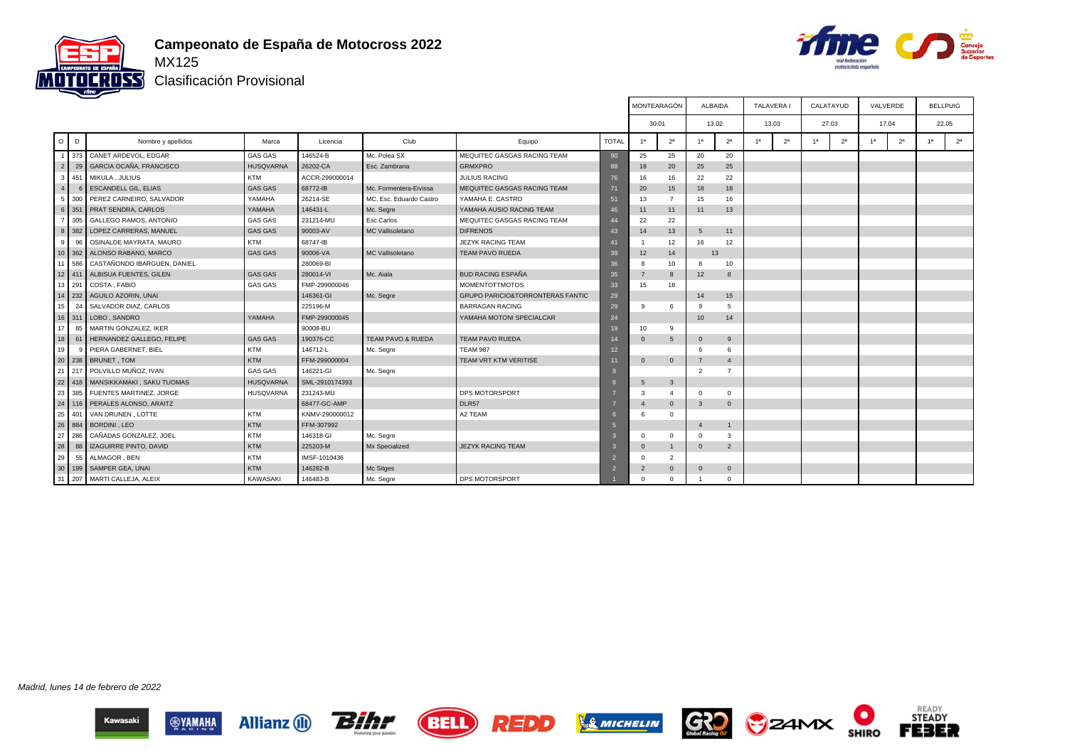# Campeonato de España de Motocross 2022

## MX125

### Clasificación Provisional

| O | D | Nombre y apellidos | Marca | Licencia | Club | Equipo | TOTAL | MONTEARAGÓN | | ALBAIDA | | TALAVERA I | | CALATAYUD | | VALVERDE | | BELLPUIG | |
|---|---|---|---|---|---|---|---|---|---|---|---|---|---|---|---|---|---|---|---|
| | | | | | | | | 30.01 | | 13.02 | | 13.03 | | 27.03 | | 17.04 | | 22.05 | |
| | | | | | | | | 1ª | 2ª | 1ª | 2ª | 1ª | 2ª | 1ª | 2ª | 1ª | 2ª | 1ª | 2ª |
| 1 | 373 | CANET ARDEVOL, EDGAR | GAS GAS | 146524-B | Mc. Polea SX | MEQUITEC GASGAS RACING TEAM | 90 | 25 | 25 | 20 | 20 | | | | | | | | |
| 2 | 29 | GARCIA OCAÑA, FRANCISCO | HUSQVARNA | 26202-CA | Esc. Zambrana | GRMXPRO | 88 | 18 | 20 | 25 | 25 | | | | | | | | |
| 3 | 451 | MIKULA , JULIUS | KTM | ACCR-299000014 | | JULIUS RACING | 76 | 16 | 16 | 22 | 22 | | | | | | | | |
| 4 | 6 | ESCANDELL GIL, ELIAS | GAS GAS | 68772-IB | Mc. Formentera-Eivissa | MEQUITEC GASGAS RACING TEAM | 71 | 20 | 15 | 18 | 18 | | | | | | | | |
| 5 | 300 | PEREZ CARNEIRO, SALVADOR | YAMAHA | 26214-SE | MC. Esc. Eduardo Castro | YAMAHA E. CASTRO | 51 | 13 | 7 | 15 | 16 | | | | | | | | |
| 6 | 351 | PRAT SENDRA, CARLOS | YAMAHA | 146431-L | Mc. Segre | YAMAHA AUSIO RACING TEAM | 46 | 11 | 11 | 11 | 13 | | | | | | | | |
| 7 | 305 | GALLEGO RAMOS, ANTONIO | GAS GAS | 231214-MU | Esc.Carlos | MEQUITEC GASGAS RACING TEAM | 44 | 22 | 22 | | | | | | | | | | |
| 8 | 382 | LOPEZ CARRERAS, MANUEL | GAS GAS | 90003-AV | MC Vallisoletano | DIFRENOS | 43 | 14 | 13 | 5 | 11 | | | | | | | | |
| 9 | 96 | OSINALDE MAYRATA, MAURO | KTM | 68747-IB | | JEZYK RACING TEAM | 41 | 1 | 12 | 16 | 12 | | | | | | | | |
| 10 | 362 | ALONSO RABANO, MARCO | GAS GAS | 90006-VA | MC Vallisoletano | TEAM PAVO RUEDA | 39 | 12 | 14 | 13 | | | | | | | | | |
| 11 | 586 | CASTAÑONDO IBARGUEN, DANIEL | | 280069-BI | | | 36 | 8 | 10 | 8 | 10 | | | | | | | | |
| 12 | 411 | ALBISUA FUENTES, GILEN | GAS GAS | 280014-VI | Mc. Aiala | BUD RACING ESPAÑA | 35 | 7 | 8 | 12 | 8 | | | | | | | | |
| 13 | 291 | COSTA , FABIO | GAS GAS | FMP-299000046 | | MOMENTOTTMOTOS | 33 | 15 | 18 | | | | | | | | | | |
| 14 | 232 | AGUILO AZORIN, UNAI | | 146361-GI | Mc. Segre | GRUPO PARICIO&TORRONTERAS FANTIC | 29 | | | 14 | 15 | | | | | | | | |
| 15 | 24 | SALVADOR DIAZ, CARLOS | | 225196-M | | BARRAGAN RACING | 29 | 9 | 6 | 9 | 5 | | | | | | | | |
| 16 | 311 | LOBO , SANDRO | YAMAHA | FMP-299000045 | | YAMAHA MOTONI SPECIALCAR | 24 | | | 10 | 14 | | | | | | | | |
| 17 | 85 | MARTIN GONZALEZ, IKER | | 90008-BU | | | 19 | 10 | 9 | | | | | | | | | | |
| 18 | 61 | HERNANDEZ GALLEGO, FELIPE | GAS GAS | 190376-CC | TEAM PAVO & RUEDA | TEAM PAVO RUEDA | 14 | 0 | 5 | 0 | 9 | | | | | | | | |
| 19 | 9 | PIERA GABERNET, BIEL | KTM | 146712-L | Mc. Segre | TEAM 987 | 12 | | | 6 | 6 | | | | | | | | |
| 20 | 238 | BRUNET , TOM | KTM | FFM-299000004 | | TEAM VRT KTM VERITISE | 11 | 0 | 0 | 7 | 4 | | | | | | | | |
| 21 | 217 | POLVILLO MUÑOZ, IVAN | GAS GAS | 146221-GI | Mc. Segre | | 9 | | | 2 | 7 | | | | | | | | |
| 22 | 418 | MANSIKKAMAKI , SAKU TUOMAS | HUSQVARNA | SML-2910174393 | | | 8 | 5 | 3 | | | | | | | | | | |
| 23 | 385 | FUENTES MARTINEZ, JORGE | HUSQVARNA | 231243-MU | | DPS MOTORSPORT | 7 | 3 | 4 | 0 | 0 | | | | | | | | |
| 24 | 116 | PERALES ALONSO, ARAITZ | | 68477-GC-AMP | | DLR57 | 7 | 4 | 0 | 3 | 0 | | | | | | | | |
| 25 | 401 | VAN DRUNEN , LOTTE | KTM | KNMV-290000012 | | A2 TEAM | 6 | 6 | 0 | | | | | | | | | | |
| 26 | 884 | BORDINI , LEO | KTM | FFM-307992 | | | 5 | | | 4 | 1 | | | | | | | | |
| 27 | 286 | CAÑADAS GONZALEZ, JOEL | KTM | 146318-GI | Mc. Segre | | 3 | 0 | 0 | 0 | 3 | | | | | | | | |
| 28 | 88 | IZAGUIRRE PINTO, DAVID | KTM | 225203-M | Mx Specialized | JEZYK RACING TEAM | 3 | 0 | 1 | 0 | 2 | | | | | | | | |
| 29 | 55 | ALMAGOR , BEN | KTM | IMSF-1010436 | | | 2 | 0 | 2 | | | | | | | | | | |
| 30 | 199 | SAMPER GEA, UNAI | KTM | 146282-B | Mc Sitges | | 2 | 2 | 0 | 0 | 0 | | | | | | | | |
| 31 | 207 | MARTI CALLEJA, ALEIX | KAWASAKI | 146483-B | Mc. Segre | DPS MOTORSPORT | 1 | 0 | 0 | 1 | 0 | | | | | | | | |

*Madrid, lunes 14 de febrero de 2022*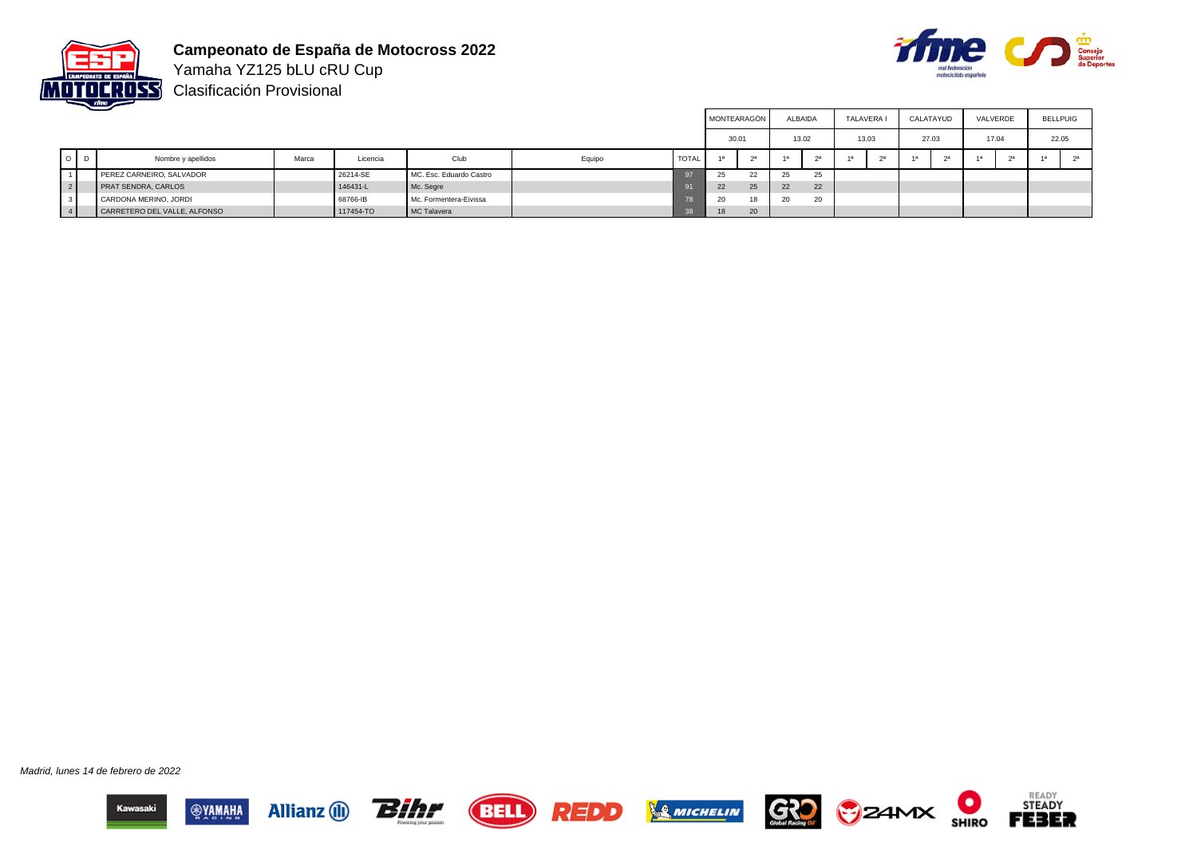# Campeonato de España de Motocross 2022

Yamaha YZ125 bLU cRU Cup

Clasificación Provisional

| | | | | | | | | MONTEARAGÓN | | ALBAIDA | | TALAVERA I | | CALATAYUD | | VALVERDE | | BELLPUIG | |
|---|---|---|---|---|---|---|---|---|---|---|---|---|---|---|---|---|---|---|---|
| | | | | | | | | 30.01 | | 13.02 | | 13.03 | | 27.03 | | 17.04 | | 22.05 | |
| O | D | Nombre y apellidos | Marca | Licencia | Club | Equipo | TOTAL | 1ª | 2ª | 1ª | 2ª | 1ª | 2ª | 1ª | 2ª | 1ª | 2ª | 1ª | 2ª |
| 1 | | PEREZ CARNEIRO, SALVADOR | | 26214-SE | MC. Esc. Eduardo Castro | | 97 | 25 | 22 | 25 | 25 | | | | | | | | |
| 2 | | PRAT SENDRA, CARLOS | | 146431-L | Mc. Segre | | 91 | 22 | 25 | 22 | 22 | | | | | | | | |
| 3 | | CARDONA MERINO, JORDI | | 68766-IB | Mc. Formentera-Eivissa | | 78 | 20 | 18 | 20 | 20 | | | | | | | | |
| 4 | | CARRETERO DEL VALLE, ALFONSO | | 117454-TO | MC Talavera | | 38 | 18 | 20 | | | | | | | | | | |

*Madrid, lunes 14 de febrero de 2022*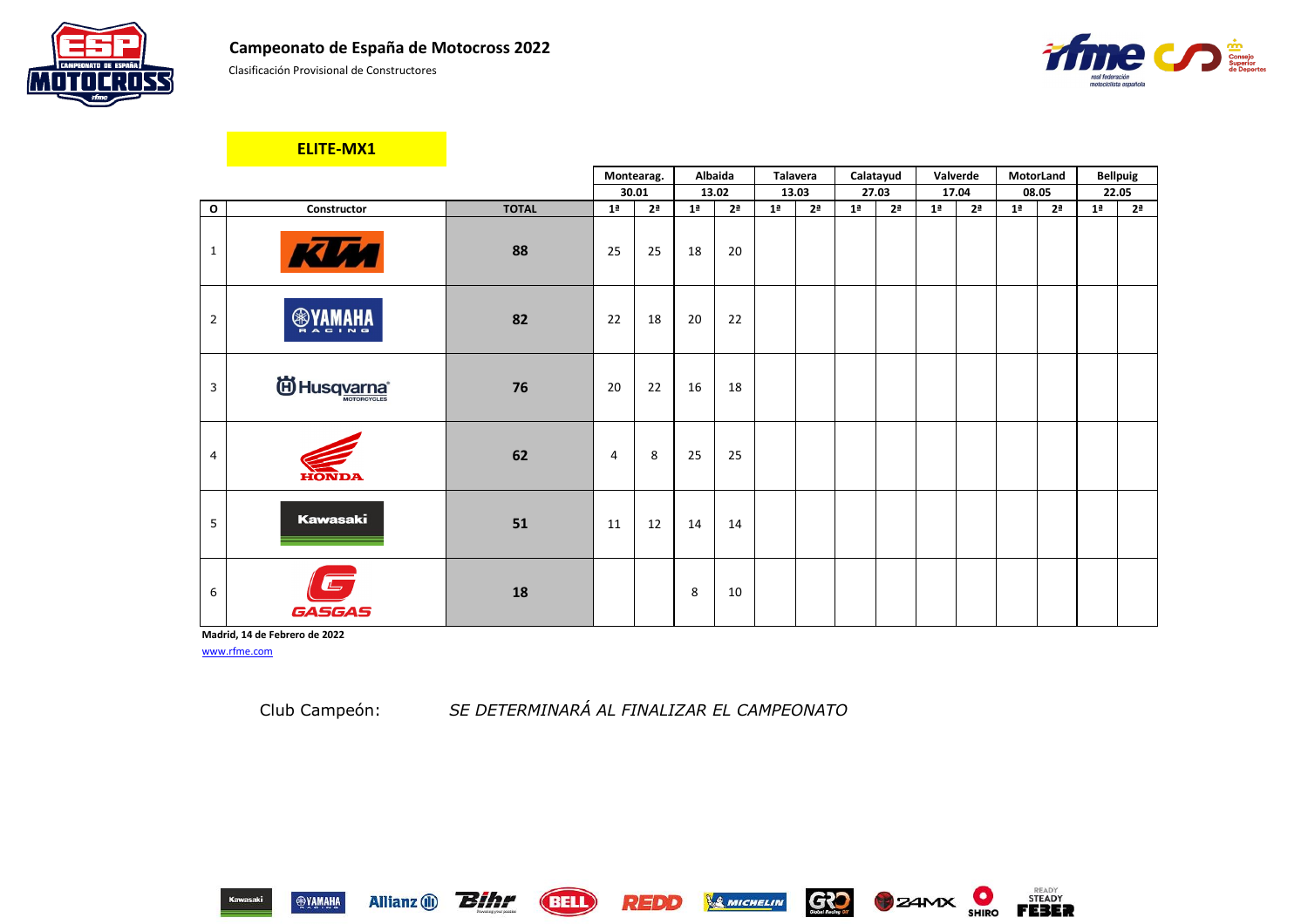## Campeonato de España de Motocross 2022

Clasificación Provisional de Constructores

### ELITE-MX1

| O | Constructor | TOTAL | Montearag. 30.01 | | Albaida 13.02 | | Talavera 13.03 | | Calatayud 27.03 | | Valverde 17.04 | | MotorLand 08.05 | | Bellpuig 22.05 | |
|---|---|---|---|---|---|---|---|---|---|---|---|---|---|---|---|---|
| | | | 1ª | 2ª | 1ª | 2ª | 1ª | 2ª | 1ª | 2ª | 1ª | 2ª | 1ª | 2ª | 1ª | 2ª |
| 1 | KTM | 88 | 25 | 25 | 18 | 20 | | | | | | | | | | |
| 2 | YAMAHA | 82 | 22 | 18 | 20 | 22 | | | | | | | | | | |
| 3 | Husqvarna | 76 | 20 | 22 | 16 | 18 | | | | | | | | | | |
| 4 | HONDA | 62 | 4 | 8 | 25 | 25 | | | | | | | | | | |
| 5 | Kawasaki | 51 | 11 | 12 | 14 | 14 | | | | | | | | | | |
| 6 | GASGAS | 18 | | | 8 | 10 | | | | | | | | | | |

**Madrid, 14 de Febrero de 2022**

www.rfme.com

Club Campeón: *SE DETERMINARÁ AL FINALIZAR EL CAMPEONATO*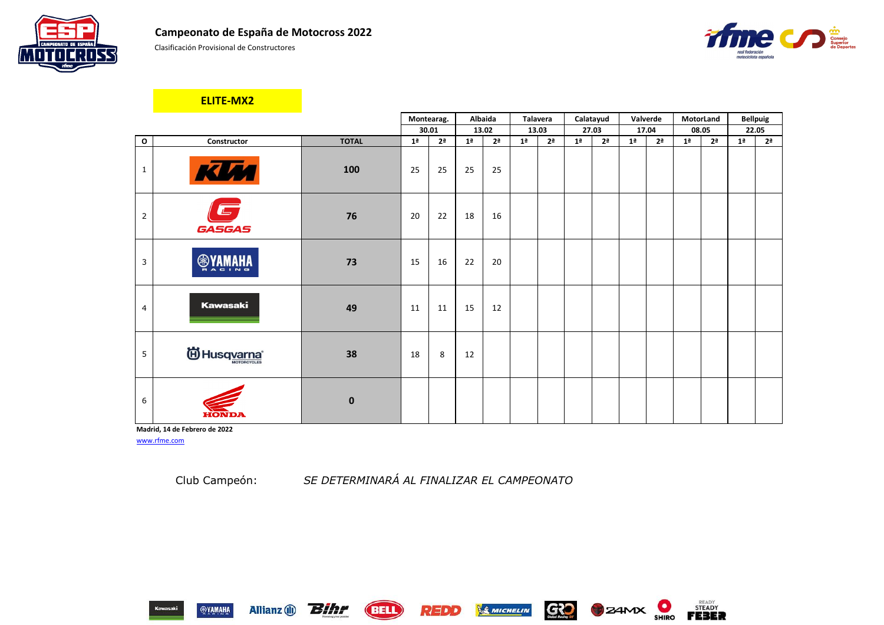# Campeonato de España de Motocross 2022

Clasificación Provisional de Constructores

## ELITE-MX2

| O | Constructor | TOTAL | Montearag. 30.01 |  | Albaida 13.02 |  | Talavera 13.03 |  | Calatayud 27.03 |  | Valverde 17.04 |  | MotorLand 08.05 |  | Bellpuig 22.05 |  |
|---|---|---|---|---|---|---|---|---|---|---|---|---|---|---|---|---|
|  |  |  | 1ª | 2ª | 1ª | 2ª | 1ª | 2ª | 1ª | 2ª | 1ª | 2ª | 1ª | 2ª | 1ª | 2ª |
| 1 | KTM | **100** | 25 | 25 | 25 | 25 |  |  |  |  |  |  |  |  |  |  |
| 2 | GASGAS | **76** | 20 | 22 | 18 | 16 |  |  |  |  |  |  |  |  |  |  |
| 3 | YAMAHA RACING | **73** | 15 | 16 | 22 | 20 |  |  |  |  |  |  |  |  |  |  |
| 4 | Kawasaki | **49** | 11 | 11 | 15 | 12 |  |  |  |  |  |  |  |  |  |  |
| 5 | Husqvarna MOTORCYCLES | **38** | 18 | 8 | 12 |  |  |  |  |  |  |  |  |  |  |  |
| 6 | HONDA | **0** |  |  |  |  |  |  |  |  |  |  |  |  |  |  |

**Madrid, 14 de Febrero de 2022**

www.rfme.com

Club Campeón: *SE DETERMINARÁ AL FINALIZAR EL CAMPEONATO*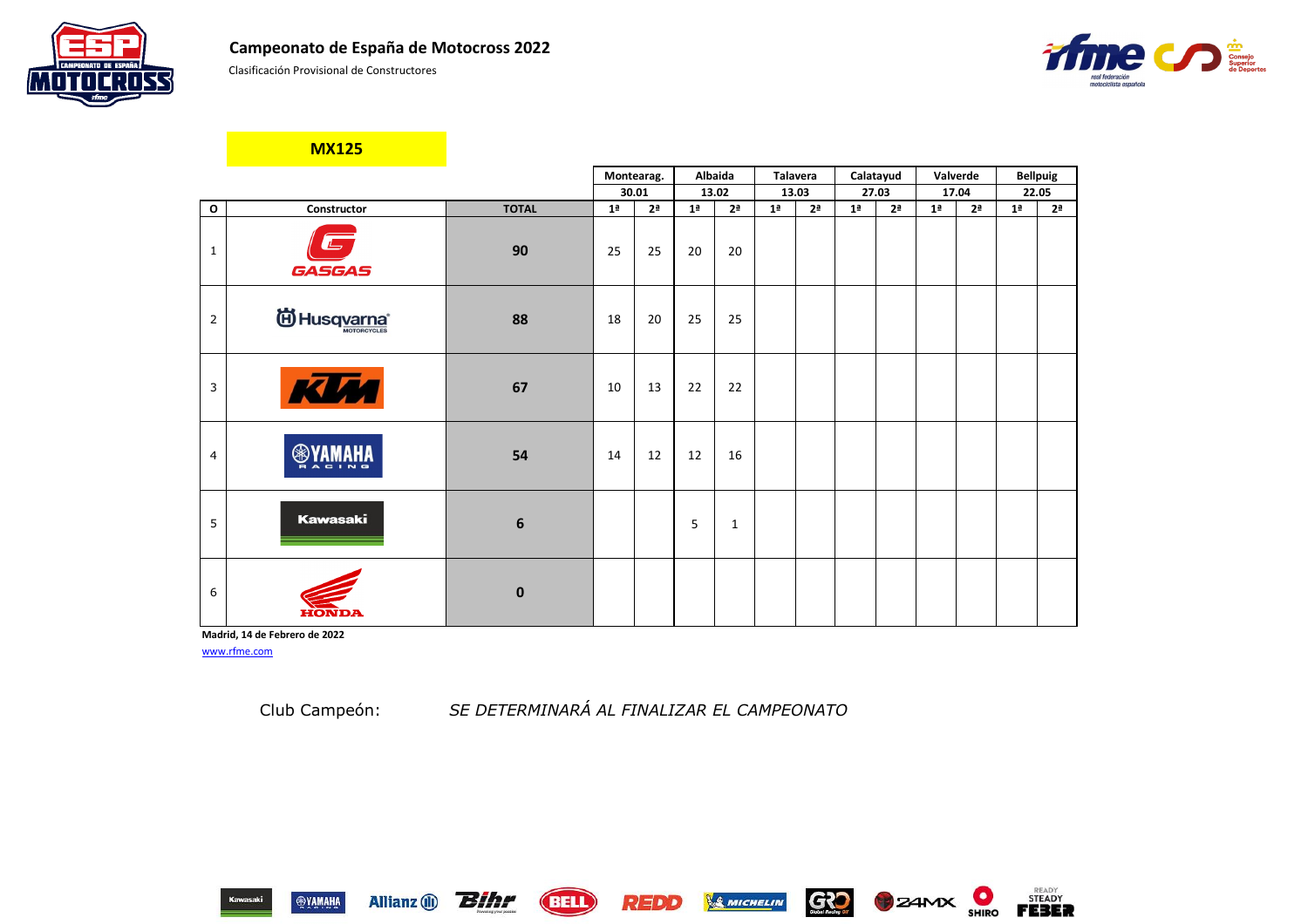# Campeonato de España de Motocross 2022

Clasificación Provisional de Constructores

## MX125

| O | Constructor | TOTAL | Montearag. 30.01 1ª | Montearag. 30.01 2ª | Albaida 13.02 1ª | Albaida 13.02 2ª | Talavera 13.03 1ª | Talavera 13.03 2ª | Calatayud 27.03 1ª | Calatayud 27.03 2ª | Valverde 17.04 1ª | Valverde 17.04 2ª | Bellpuig 22.05 1ª | Bellpuig 22.05 2ª |
|---|---|---|---|---|---|---|---|---|---|---|---|---|---|---|
| 1 | GASGAS | 90 | 25 | 25 | 20 | 20 | | | | | | | | |
| 2 | Husqvarna | 88 | 18 | 20 | 25 | 25 | | | | | | | | |
| 3 | KTM | 67 | 10 | 13 | 22 | 22 | | | | | | | | |
| 4 | YAMAHA | 54 | 14 | 12 | 12 | 16 | | | | | | | | |
| 5 | Kawasaki | 6 | | | 5 | 1 | | | | | | | | |
| 6 | HONDA | 0 | | | | | | | | | | | | |

**Madrid, 14 de Febrero de 2022**

www.rfme.com

Club Campeón: *SE DETERMINARÁ AL FINALIZAR EL CAMPEONATO*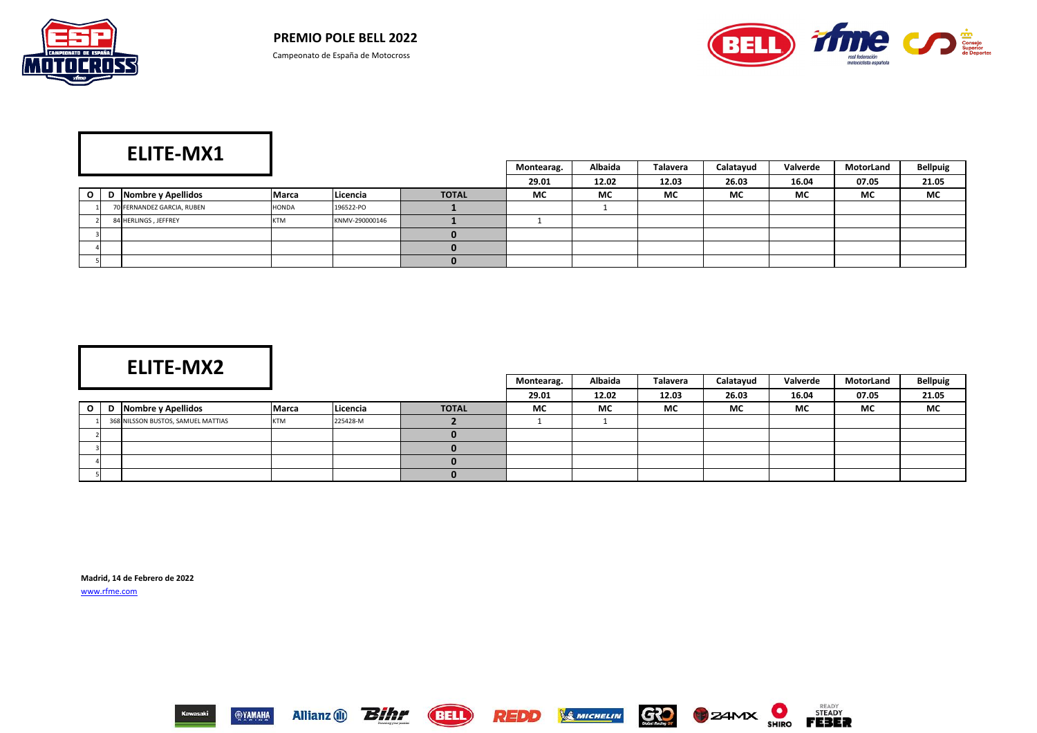**PREMIO POLE BELL 2022**

Campeonato de España de Motocross

## ELITE-MX1

| O | D | Nombre y Apellidos | Marca | Licencia | TOTAL | Montearag. 29.01 MC | Albaida 12.02 MC | Talavera 12.03 MC | Calatayud 26.03 MC | Valverde 16.04 MC | MotorLand 07.05 MC | Bellpuig 21.05 MC |
|---|---|---|---|---|---|---|---|---|---|---|---|---|
| 1 | 70 | FERNANDEZ GARCIA, RUBEN | HONDA | 196522-PO | 1 | | 1 | | | | | |
| 2 | 84 | HERLINGS , JEFFREY | KTM | KNMV-290000146 | 1 | 1 | | | | | | |
| 3 | | | | | 0 | | | | | | | |
| 4 | | | | | 0 | | | | | | | |
| 5 | | | | | 0 | | | | | | | |

## ELITE-MX2

| O | D | Nombre y Apellidos | Marca | Licencia | TOTAL | Montearag. 29.01 MC | Albaida 12.02 MC | Talavera 12.03 MC | Calatayud 26.03 MC | Valverde 16.04 MC | MotorLand 07.05 MC | Bellpuig 21.05 MC |
|---|---|---|---|---|---|---|---|---|---|---|---|---|
| 1 | 368 | NILSSON BUSTOS, SAMUEL MATTIAS | KTM | 225428-M | 2 | 1 | 1 | | | | | |
| 2 | | | | | 0 | | | | | | | |
| 3 | | | | | 0 | | | | | | | |
| 4 | | | | | 0 | | | | | | | |
| 5 | | | | | 0 | | | | | | | |

**Madrid, 14 de Febrero de 2022**

www.rfme.com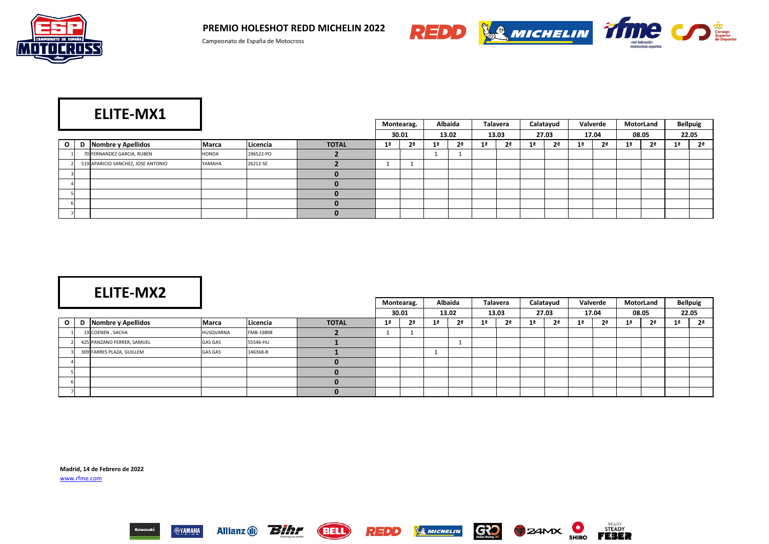# PREMIO HOLESHOT REDD MICHELIN 2022

Campeonato de España de Motocross

## ELITE-MX1

| O | D | Nombre y Apellidos | Marca | Licencia | TOTAL | Montearag. 30.01 | | Albaida 13.02 | | Talavera 13.03 | | Calatayud 27.03 | | Valverde 17.04 | | MotorLand 08.05 | | Bellpuig 22.05 | |
|---|---|---|---|---|---|---|---|---|---|---|---|---|---|---|---|---|---|---|---|
| | | | | | | 1ª | 2ª | 1ª | 2ª | 1ª | 2ª | 1ª | 2ª | 1ª | 2ª | 1ª | 2ª | 1ª | 2ª |
| 1 | 70 | FERNANDEZ GARCIA, RUBEN | HONDA | 196522-PO | 2 | | | 1 | 1 | | | | | | | | | | |
| 2 | 519 | APARICIO SANCHEZ, JOSE ANTONIO | YAMAHA | 26212-SE | 2 | 1 | 1 | | | | | | | | | | | | |
| 3 | | | | | 0 | | | | | | | | | | | | | | |
| 4 | | | | | 0 | | | | | | | | | | | | | | |
| 5 | | | | | 0 | | | | | | | | | | | | | | |
| 6 | | | | | 0 | | | | | | | | | | | | | | |
| 7 | | | | | 0 | | | | | | | | | | | | | | |

## ELITE-MX2

| O | D | Nombre y Apellidos | Marca | Licencia | TOTAL | Montearag. 30.01 | | Albaida 13.02 | | Talavera 13.03 | | Calatayud 27.03 | | Valverde 17.04 | | MotorLand 08.05 | | Bellpuig 22.05 | |
|---|---|---|---|---|---|---|---|---|---|---|---|---|---|---|---|---|---|---|---|
| | | | | | | 1ª | 2ª | 1ª | 2ª | 1ª | 2ª | 1ª | 2ª | 1ª | 2ª | 1ª | 2ª | 1ª | 2ª |
| 1 | 19 | COENEN , SACHA | HUSQVARNA | FMB-19898 | 2 | 1 | 1 | | | | | | | | | | | | |
| 2 | 425 | PANZANO FERRER, SAMUEL | GAS GAS | 55546-HU | 1 | | | | 1 | | | | | | | | | | |
| 3 | 309 | FARRES PLAZA, GUILLEM | GAS GAS | 146368-B | 1 | | | 1 | | | | | | | | | | | |
| 4 | | | | | 0 | | | | | | | | | | | | | | |
| 5 | | | | | 0 | | | | | | | | | | | | | | |
| 6 | | | | | 0 | | | | | | | | | | | | | | |
| 7 | | | | | 0 | | | | | | | | | | | | | | |

**Madrid, 14 de Febrero de 2022**

www.rfme.com